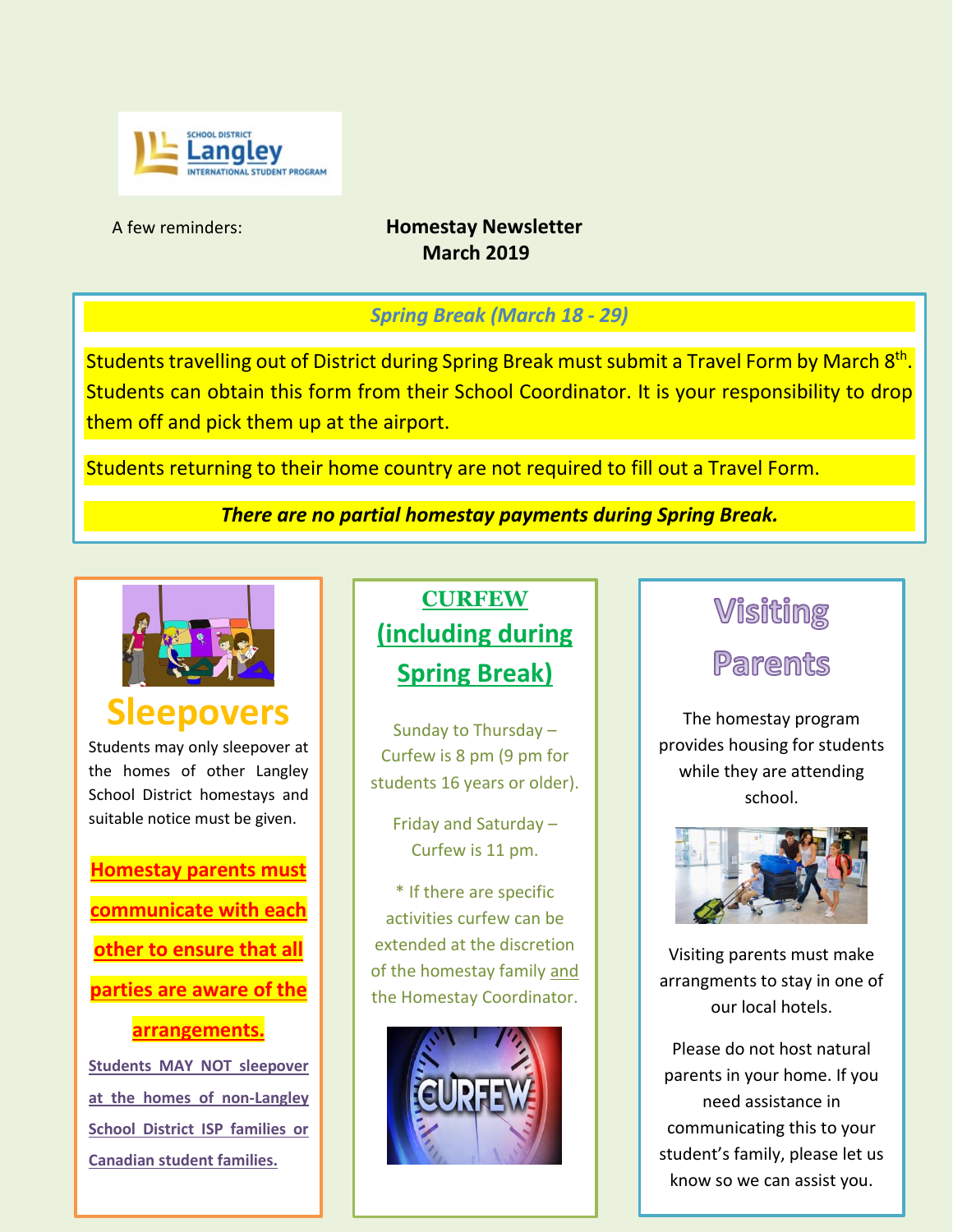A few reminders:

# Homestay Newsletter
## March 2019

### *Spring Break (March 18 - 29)*

Students travelling out of District during Spring Break must submit a Travel Form by March 8th. Students can obtain this form from their School Coordinator. It is your responsibility to drop them off and pick them up at the airport.

Students returning to their home country are not required to fill out a Travel Form.

***There are no partial homestay payments during Spring Break.***

## Sleepovers

Students may only sleepover at the homes of other Langley School District homestays and suitable notice must be given.

**Homestay parents must communicate with each other to ensure that all parties are aware of the arrangements.**

**Students MAY NOT sleepover at the homes of non-Langley School District ISP families or Canadian student families.**

## CURFEW (including during Spring Break)

Sunday to Thursday – Curfew is 8 pm (9 pm for students 16 years or older).

Friday and Saturday – Curfew is 11 pm.

* If there are specific activities curfew can be extended at the discretion of the homestay family and the Homestay Coordinator.

## Visiting Parents

The homestay program provides housing for students while they are attending school.

Visiting parents must make arrangments to stay in one of our local hotels.

Please do not host natural parents in your home. If you need assistance in communicating this to your student's family, please let us know so we can assist you.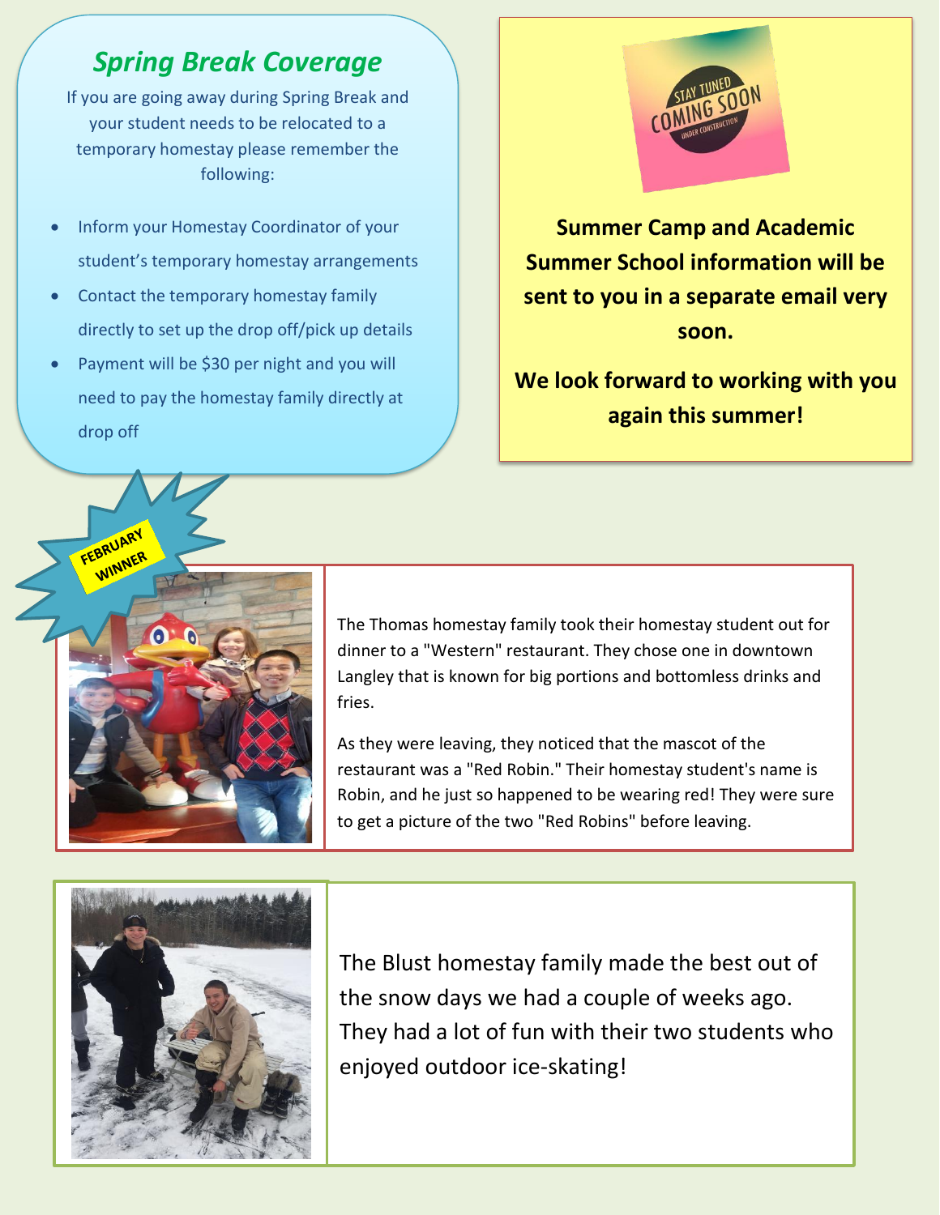## *Spring Break Coverage*

If you are going away during Spring Break and your student needs to be relocated to a temporary homestay please remember the following:

- Inform your Homestay Coordinator of your student's temporary homestay arrangements
- Contact the temporary homestay family directly to set up the drop off/pick up details
- Payment will be $30 per night and you will need to pay the homestay family directly at drop off

**Summer Camp and Academic Summer School information will be sent to you in a separate email very soon.**

**We look forward to working with you again this summer!**

**FEBRUARY WINNER**

The Thomas homestay family took their homestay student out for dinner to a "Western" restaurant. They chose one in downtown Langley that is known for big portions and bottomless drinks and fries.

As they were leaving, they noticed that the mascot of the restaurant was a "Red Robin." Their homestay student's name is Robin, and he just so happened to be wearing red! They were sure to get a picture of the two "Red Robins" before leaving.

The Blust homestay family made the best out of the snow days we had a couple of weeks ago. They had a lot of fun with their two students who enjoyed outdoor ice-skating!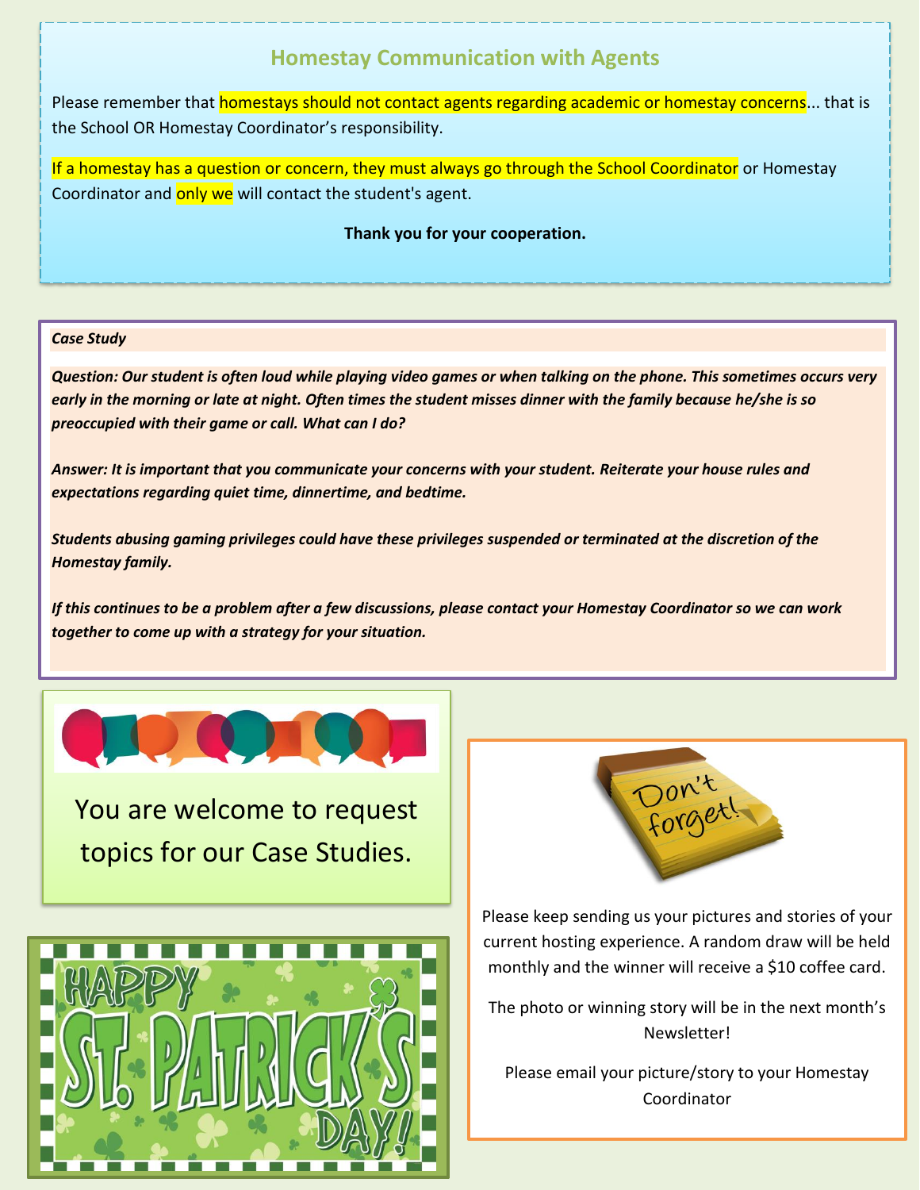## Homestay Communication with Agents

Please remember that homestays should not contact agents regarding academic or homestay concerns... that is the School OR Homestay Coordinator's responsibility.

If a homestay has a question or concern, they must always go through the School Coordinator or Homestay Coordinator and only we will contact the student's agent.

**Thank you for your cooperation.**

***Case Study***

***Question: Our student is often loud while playing video games or when talking on the phone. This sometimes occurs very early in the morning or late at night. Often times the student misses dinner with the family because he/she is so preoccupied with their game or call. What can I do?***

***Answer: It is important that you communicate your concerns with your student. Reiterate your house rules and expectations regarding quiet time, dinnertime, and bedtime.***

***Students abusing gaming privileges could have these privileges suspended or terminated at the discretion of the Homestay family.***

***If this continues to be a problem after a few discussions, please contact your Homestay Coordinator so we can work together to come up with a strategy for your situation.***

You are welcome to request topics for our Case Studies.

Happy St. Patrick's Day!

Don't forget!

Please keep sending us your pictures and stories of your current hosting experience. A random draw will be held monthly and the winner will receive a $10 coffee card.

The photo or winning story will be in the next month's Newsletter!

Please email your picture/story to your Homestay Coordinator